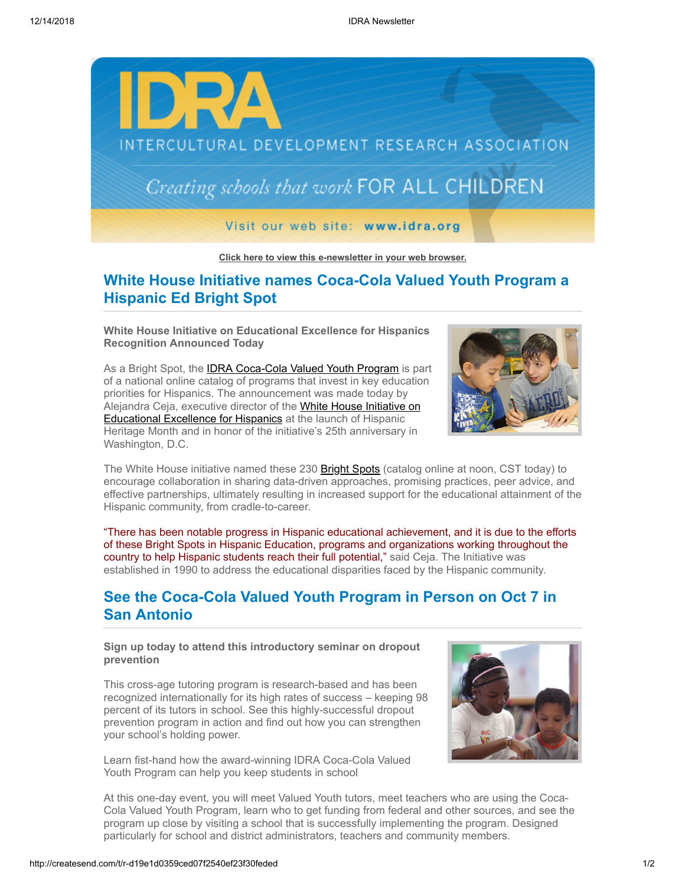IDRA

INTERCULTURAL DEVELOPMENT RESEARCH ASSOCIATION

*Creating schools that work* FOR ALL CHILDREN

Visit our web site: **www.idra.org**

**Click here to view this e-newsletter in your web browser.**

## White House Initiative names Coca-Cola Valued Youth Program a Hispanic Ed Bright Spot

**White House Initiative on Educational Excellence for Hispanics Recognition Announced Today**

As a Bright Spot, the IDRA Coca-Cola Valued Youth Program is part of a national online catalog of programs that invest in key education priorities for Hispanics. The announcement was made today by Alejandra Ceja, executive director of the White House Initiative on Educational Excellence for Hispanics at the launch of Hispanic Heritage Month and in honor of the initiative's 25th anniversary in Washington, D.C.

The White House initiative named these 230 Bright Spots (catalog online at noon, CST today) to encourage collaboration in sharing data-driven approaches, promising practices, peer advice, and effective partnerships, ultimately resulting in increased support for the educational attainment of the Hispanic community, from cradle-to-career.

"There has been notable progress in Hispanic educational achievement, and it is due to the efforts of these Bright Spots in Hispanic Education, programs and organizations working throughout the country to help Hispanic students reach their full potential," said Ceja. The Initiative was established in 1990 to address the educational disparities faced by the Hispanic community.

## See the Coca-Cola Valued Youth Program in Person on Oct 7 in San Antonio

**Sign up today to attend this introductory seminar on dropout prevention**

This cross-age tutoring program is research-based and has been recognized internationally for its high rates of success – keeping 98 percent of its tutors in school. See this highly-successful dropout prevention program in action and find out how you can strengthen your school's holding power.

Learn fist-hand how the award-winning IDRA Coca-Cola Valued Youth Program can help you keep students in school

At this one-day event, you will meet Valued Youth tutors, meet teachers who are using the Coca-Cola Valued Youth Program, learn who to get funding from federal and other sources, and see the program up close by visiting a school that is successfully implementing the program. Designed particularly for school and district administrators, teachers and community members.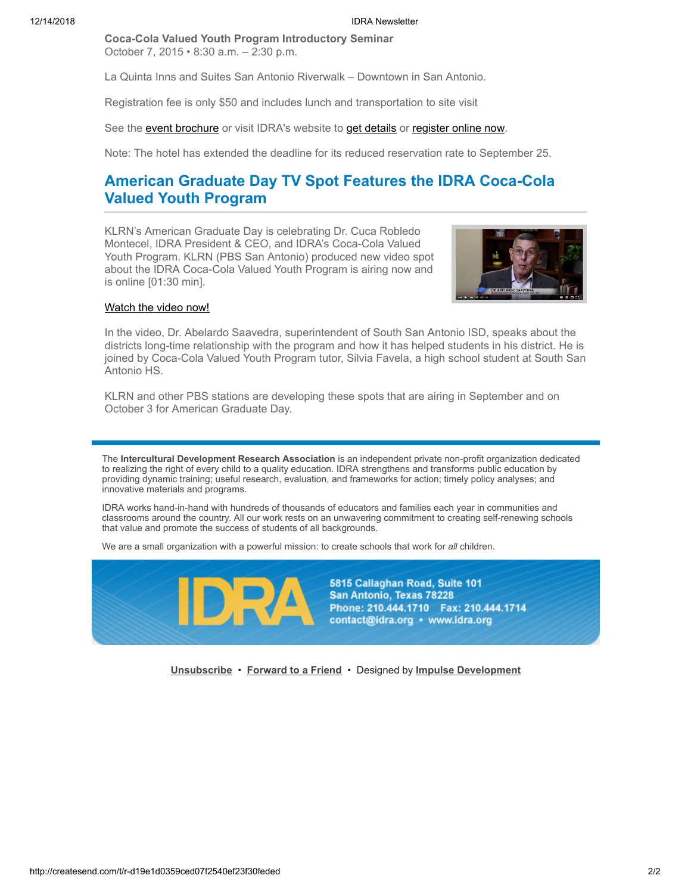**Coca-Cola Valued Youth Program Introductory Seminar**
October 7, 2015 • 8:30 a.m. – 2:30 p.m.

La Quinta Inns and Suites San Antonio Riverwalk – Downtown in San Antonio.

Registration fee is only $50 and includes lunch and transportation to site visit

See the event brochure or visit IDRA's website to get details or register online now.

Note: The hotel has extended the deadline for its reduced reservation rate to September 25.

## American Graduate Day TV Spot Features the IDRA Coca-Cola Valued Youth Program

KLRN's American Graduate Day is celebrating Dr. Cuca Robledo Montecel, IDRA President & CEO, and IDRA's Coca-Cola Valued Youth Program. KLRN (PBS San Antonio) produced new video spot about the IDRA Coca-Cola Valued Youth Program is airing now and is online [01:30 min].

Watch the video now!

In the video, Dr. Abelardo Saavedra, superintendent of South San Antonio ISD, speaks about the districts long-time relationship with the program and how it has helped students in his district. He is joined by Coca-Cola Valued Youth Program tutor, Silvia Favela, a high school student at South San Antonio HS.

KLRN and other PBS stations are developing these spots that are airing in September and on October 3 for American Graduate Day.

---

The **Intercultural Development Research Association** is an independent private non-profit organization dedicated to realizing the right of every child to a quality education. IDRA strengthens and transforms public education by providing dynamic training; useful research, evaluation, and frameworks for action; timely policy analyses; and innovative materials and programs.

IDRA works hand-in-hand with hundreds of thousands of educators and families each year in communities and classrooms around the country. All our work rests on an unwavering commitment to creating self-renewing schools that value and promote the success of students of all backgrounds.

We are a small organization with a powerful mission: to create schools that work for *all* children.

IDRA

5815 Callaghan Road, Suite 101
San Antonio, Texas 78228
Phone: 210.444.1710 Fax: 210.444.1714
contact@idra.org • www.idra.org

Unsubscribe • Forward to a Friend • Designed by Impulse Development